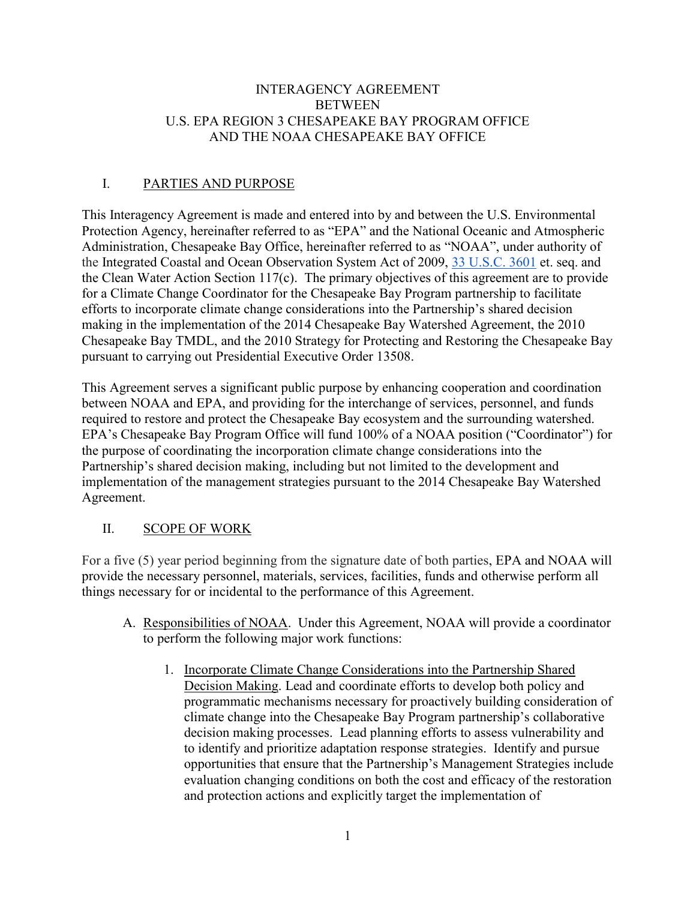# INTERAGENCY AGREEMENT BETWEEN U.S. EPA REGION 3 CHESAPEAKE BAY PROGRAM OFFICE AND THE NOAA CHESAPEAKE BAY OFFICE

## I. PARTIES AND PURPOSE

This Interagency Agreement is made and entered into by and between the U.S. Environmental Protection Agency, hereinafter referred to as "EPA" and the National Oceanic and Atmospheric Administration, Chesapeake Bay Office, hereinafter referred to as "NOAA", under authority of the Integrated Coastal and Ocean Observation System Act of 2009, [33 U.S.C. 3601](33 U.S.C. 3601) et. seq. and the Clean Water Action Section 117(c). The primary objectives of this agreement are to provide for a Climate Change Coordinator for the Chesapeake Bay Program partnership to facilitate efforts to incorporate climate change considerations into the Partnership's shared decision making in the implementation of the 2014 Chesapeake Bay Watershed Agreement, the 2010 Chesapeake Bay TMDL, and the 2010 Strategy for Protecting and Restoring the Chesapeake Bay pursuant to carrying out Presidential Executive Order 13508.

This Agreement serves a significant public purpose by enhancing cooperation and coordination between NOAA and EPA, and providing for the interchange of services, personnel, and funds required to restore and protect the Chesapeake Bay ecosystem and the surrounding watershed. EPA's Chesapeake Bay Program Office will fund 100% of a NOAA position ("Coordinator") for the purpose of coordinating the incorporation climate change considerations into the Partnership's shared decision making, including but not limited to the development and implementation of the management strategies pursuant to the 2014 Chesapeake Bay Watershed Agreement.

## II. SCOPE OF WORK

For a five (5) year period beginning from the signature date of both parties, EPA and NOAA will provide the necessary personnel, materials, services, facilities, funds and otherwise perform all things necessary for or incidental to the performance of this Agreement.

A. Responsibilities of NOAA. Under this Agreement, NOAA will provide a coordinator to perform the following major work functions:

1. Incorporate Climate Change Considerations into the Partnership Shared Decision Making. Lead and coordinate efforts to develop both policy and programmatic mechanisms necessary for proactively building consideration of climate change into the Chesapeake Bay Program partnership's collaborative decision making processes. Lead planning efforts to assess vulnerability and to identify and prioritize adaptation response strategies. Identify and pursue opportunities that ensure that the Partnership's Management Strategies include evaluation changing conditions on both the cost and efficacy of the restoration and protection actions and explicitly target the implementation of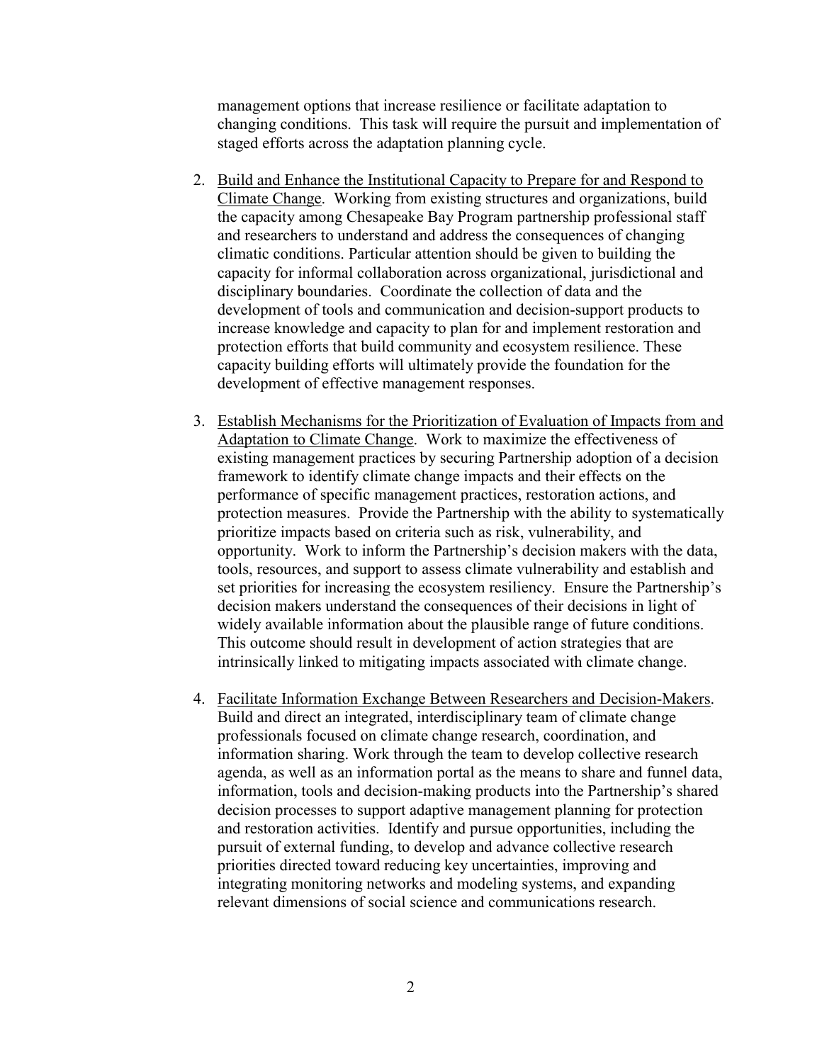management options that increase resilience or facilitate adaptation to changing conditions. This task will require the pursuit and implementation of staged efforts across the adaptation planning cycle.

2. Build and Enhance the Institutional Capacity to Prepare for and Respond to Climate Change. Working from existing structures and organizations, build the capacity among Chesapeake Bay Program partnership professional staff and researchers to understand and address the consequences of changing climatic conditions. Particular attention should be given to building the capacity for informal collaboration across organizational, jurisdictional and disciplinary boundaries. Coordinate the collection of data and the development of tools and communication and decision-support products to increase knowledge and capacity to plan for and implement restoration and protection efforts that build community and ecosystem resilience. These capacity building efforts will ultimately provide the foundation for the development of effective management responses.

3. Establish Mechanisms for the Prioritization of Evaluation of Impacts from and Adaptation to Climate Change. Work to maximize the effectiveness of existing management practices by securing Partnership adoption of a decision framework to identify climate change impacts and their effects on the performance of specific management practices, restoration actions, and protection measures. Provide the Partnership with the ability to systematically prioritize impacts based on criteria such as risk, vulnerability, and opportunity. Work to inform the Partnership's decision makers with the data, tools, resources, and support to assess climate vulnerability and establish and set priorities for increasing the ecosystem resiliency. Ensure the Partnership's decision makers understand the consequences of their decisions in light of widely available information about the plausible range of future conditions. This outcome should result in development of action strategies that are intrinsically linked to mitigating impacts associated with climate change.

4. Facilitate Information Exchange Between Researchers and Decision-Makers. Build and direct an integrated, interdisciplinary team of climate change professionals focused on climate change research, coordination, and information sharing. Work through the team to develop collective research agenda, as well as an information portal as the means to share and funnel data, information, tools and decision-making products into the Partnership's shared decision processes to support adaptive management planning for protection and restoration activities. Identify and pursue opportunities, including the pursuit of external funding, to develop and advance collective research priorities directed toward reducing key uncertainties, improving and integrating monitoring networks and modeling systems, and expanding relevant dimensions of social science and communications research.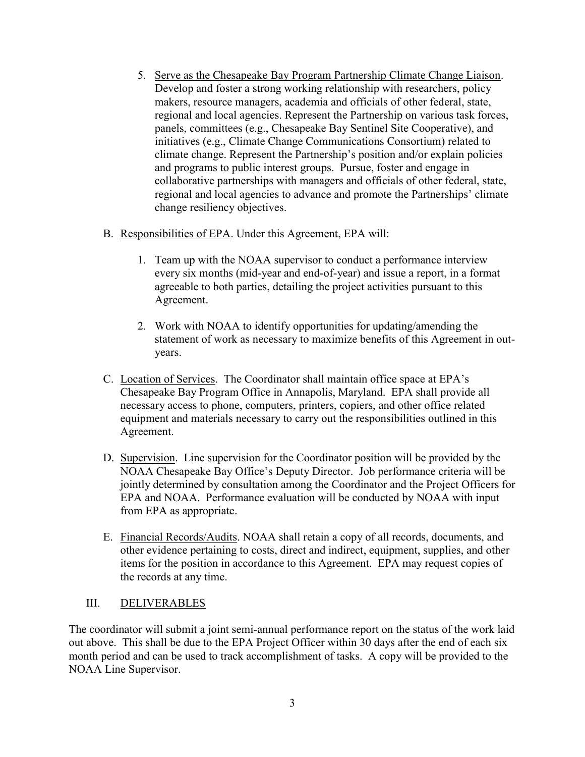5. Serve as the Chesapeake Bay Program Partnership Climate Change Liaison. Develop and foster a strong working relationship with researchers, policy makers, resource managers, academia and officials of other federal, state, regional and local agencies. Represent the Partnership on various task forces, panels, committees (e.g., Chesapeake Bay Sentinel Site Cooperative), and initiatives (e.g., Climate Change Communications Consortium) related to climate change. Represent the Partnership's position and/or explain policies and programs to public interest groups. Pursue, foster and engage in collaborative partnerships with managers and officials of other federal, state, regional and local agencies to advance and promote the Partnerships' climate change resiliency objectives.

B. Responsibilities of EPA. Under this Agreement, EPA will:

   1. Team up with the NOAA supervisor to conduct a performance interview every six months (mid-year and end-of-year) and issue a report, in a format agreeable to both parties, detailing the project activities pursuant to this Agreement.

   2. Work with NOAA to identify opportunities for updating/amending the statement of work as necessary to maximize benefits of this Agreement in out-years.

C. Location of Services. The Coordinator shall maintain office space at EPA's Chesapeake Bay Program Office in Annapolis, Maryland. EPA shall provide all necessary access to phone, computers, printers, copiers, and other office related equipment and materials necessary to carry out the responsibilities outlined in this Agreement.

D. Supervision. Line supervision for the Coordinator position will be provided by the NOAA Chesapeake Bay Office's Deputy Director. Job performance criteria will be jointly determined by consultation among the Coordinator and the Project Officers for EPA and NOAA. Performance evaluation will be conducted by NOAA with input from EPA as appropriate.

E. Financial Records/Audits. NOAA shall retain a copy of all records, documents, and other evidence pertaining to costs, direct and indirect, equipment, supplies, and other items for the position in accordance to this Agreement. EPA may request copies of the records at any time.

## III. DELIVERABLES

The coordinator will submit a joint semi-annual performance report on the status of the work laid out above. This shall be due to the EPA Project Officer within 30 days after the end of each six month period and can be used to track accomplishment of tasks. A copy will be provided to the NOAA Line Supervisor.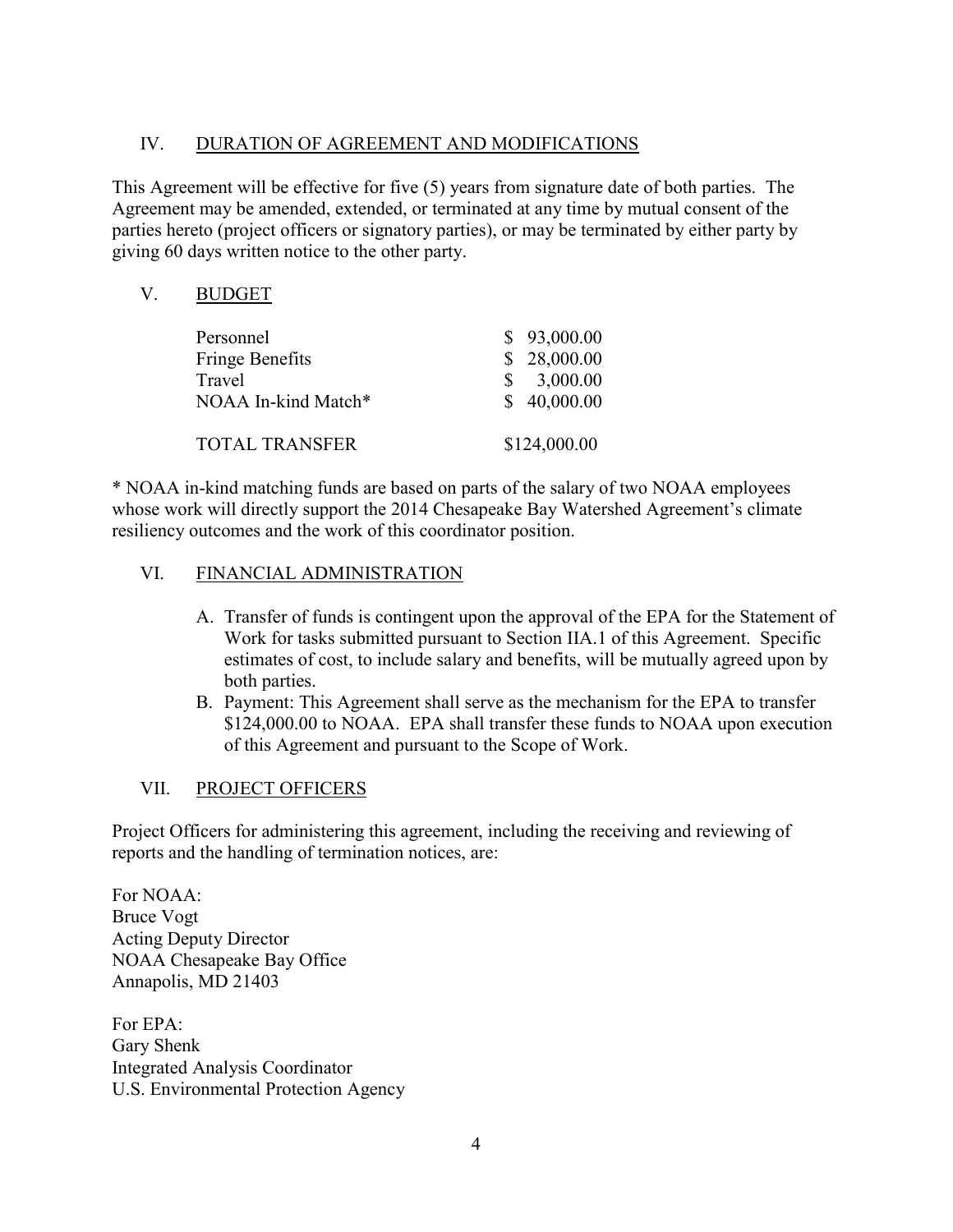## IV. DURATION OF AGREEMENT AND MODIFICATIONS

This Agreement will be effective for five (5) years from signature date of both parties. The Agreement may be amended, extended, or terminated at any time by mutual consent of the parties hereto (project officers or signatory parties), or may be terminated by either party by giving 60 days written notice to the other party.

## V. BUDGET

| | |
|---|---|
| Personnel | $ 93,000.00 |
| Fringe Benefits | $ 28,000.00 |
| Travel | $ 3,000.00 |
| NOAA In-kind Match* | $ 40,000.00 |
| TOTAL TRANSFER | $124,000.00 |

* NOAA in-kind matching funds are based on parts of the salary of two NOAA employees whose work will directly support the 2014 Chesapeake Bay Watershed Agreement's climate resiliency outcomes and the work of this coordinator position.

## VI. FINANCIAL ADMINISTRATION

A. Transfer of funds is contingent upon the approval of the EPA for the Statement of Work for tasks submitted pursuant to Section IIA.1 of this Agreement. Specific estimates of cost, to include salary and benefits, will be mutually agreed upon by both parties.

B. Payment: This Agreement shall serve as the mechanism for the EPA to transfer $124,000.00 to NOAA. EPA shall transfer these funds to NOAA upon execution of this Agreement and pursuant to the Scope of Work.

## VII. PROJECT OFFICERS

Project Officers for administering this agreement, including the receiving and reviewing of reports and the handling of termination notices, are:

For NOAA:
Bruce Vogt
Acting Deputy Director
NOAA Chesapeake Bay Office
Annapolis, MD 21403

For EPA:
Gary Shenk
Integrated Analysis Coordinator
U.S. Environmental Protection Agency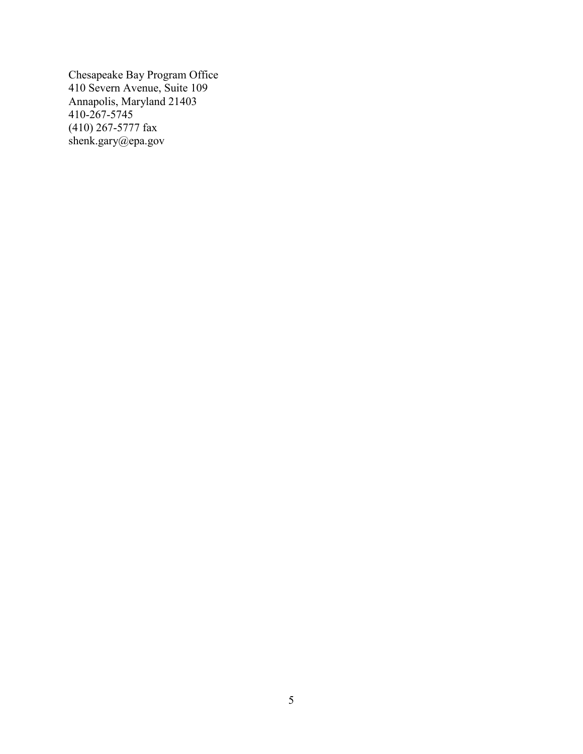Chesapeake Bay Program Office
410 Severn Avenue, Suite 109
Annapolis, Maryland 21403
410-267-5745
(410) 267-5777 fax
shenk.gary@epa.gov